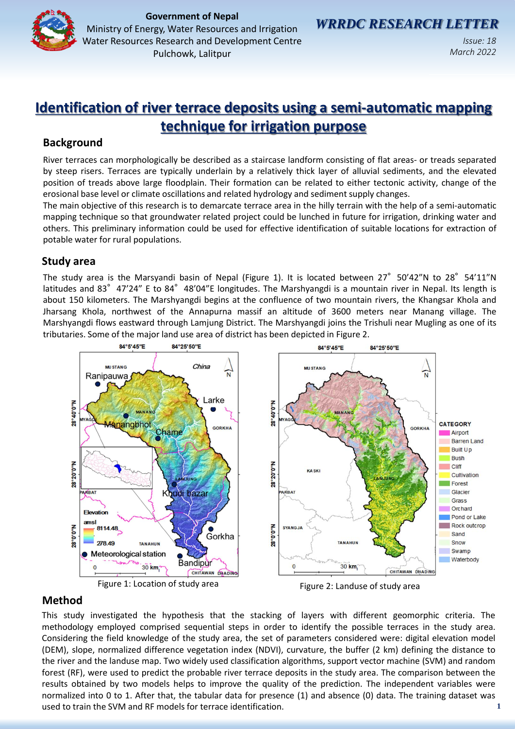Government of Nepal
Ministry of Energy, Water Resources and Irrigation
Water Resources Research and Development Centre
Pulchowk, Lalitpur

**WRRDC RESEARCH LETTER**

*Issue: 18*
*March 2022*

# Identification of river terrace deposits using a semi-automatic mapping technique for irrigation purpose

## Background

River terraces can morphologically be described as a staircase landform consisting of flat areas- or treads separated by steep risers. Terraces are typically underlain by a relatively thick layer of alluvial sediments, and the elevated position of treads above large floodplain. Their formation can be related to either tectonic activity, change of the erosional base level or climate oscillations and related hydrology and sediment supply changes.

The main objective of this research is to demarcate terrace area in the hilly terrain with the help of a semi-automatic mapping technique so that groundwater related project could be lunched in future for irrigation, drinking water and others. This preliminary information could be used for effective identification of suitable locations for extraction of potable water for rural populations.

## Study area

The study area is the Marsyandi basin of Nepal (Figure 1). It is located between 27° 50'42"N to 28° 54'11"N latitudes and 83° 47'24" E to 84° 48'04"E longitudes. The Marshyangdi is a mountain river in Nepal. Its length is about 150 kilometers. The Marshyangdi begins at the confluence of two mountain rivers, the Khangsar Khola and Jharsang Khola, northwest of the Annapurna massif an altitude of 3600 meters near Manang village. The Marshyangdi flows eastward through Lamjung District. The Marshyangdi joins the Trishuli near Mugling as one of its tributaries. Some of the major land use area of district has been depicted in Figure 2.

84°5'45"E
84°25'50"E
28°40'0"N
28°20'0"N
28°0'0"N
MUSTANG
China
N
Ranipauwa
Larke
MYAGDI
MANANG
Manangbhot
Chame
GORKHA
LAMJUNG
PARBAT
Khudi bazar
Elevation
amsl
8114.48
278.49
Gorkha
TANAHUN
Meteorological station
Bandipur
0
30 km
CHITAWAN
DHADING

Figure 1: Location of study area

84°5'45"E
84°25'50"E
28°40'0"N
28°20'0"N
28°0'0"N
MUSTANG
N
MYAGDI
MANANG
GORKHA
KASKI
LAMJUNG
PARBAT
SYANGJA
TANAHUN
0
30 km
CHITAWAN
DHADING
CATEGORY
Airport
Barren Land
Built Up
Bush
Cliff
Cultivation
Forest
Glacier
Grass
Orchard
Pond or Lake
Rock outcrop
Sand
Snow
Swamp
Waterbody

Figure 2: Landuse of study area

## Method

This study investigated the hypothesis that the stacking of layers with different geomorphic criteria. The methodology employed comprised sequential steps in order to identify the possible terraces in the study area. Considering the field knowledge of the study area, the set of parameters considered were: digital elevation model (DEM), slope, normalized difference vegetation index (NDVI), curvature, the buffer (2 km) defining the distance to the river and the landuse map. Two widely used classification algorithms, support vector machine (SVM) and random forest (RF), were used to predict the probable river terrace deposits in the study area. The comparison between the results obtained by two models helps to improve the quality of the prediction. The independent variables were normalized into 0 to 1. After that, the tabular data for presence (1) and absence (0) data. The training dataset was used to train the SVM and RF models for terrace identification.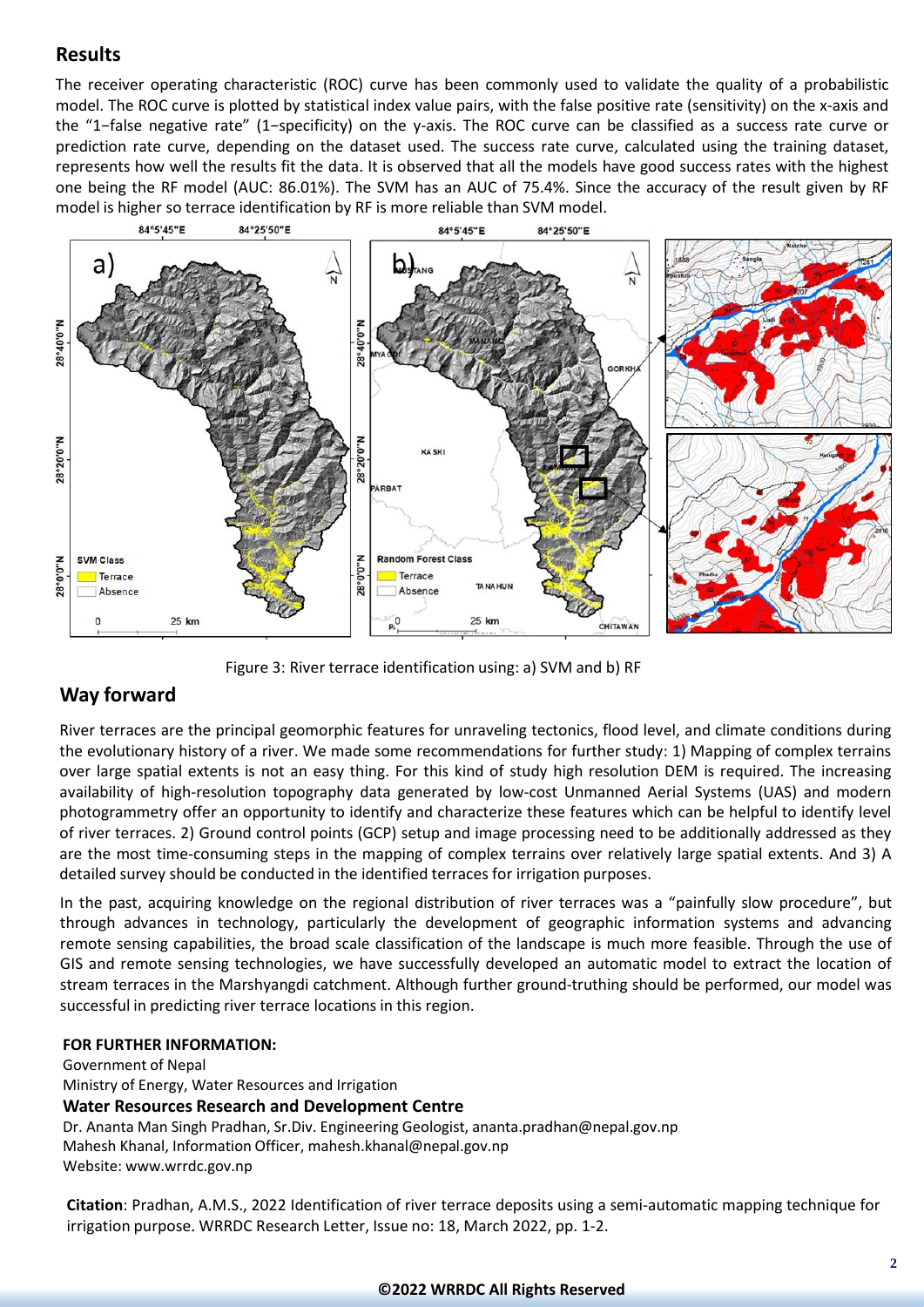## Results

The receiver operating characteristic (ROC) curve has been commonly used to validate the quality of a probabilistic model. The ROC curve is plotted by statistical index value pairs, with the false positive rate (sensitivity) on the x-axis and the "1−false negative rate" (1−specificity) on the y-axis. The ROC curve can be classified as a success rate curve or prediction rate curve, depending on the dataset used. The success rate curve, calculated using the training dataset, represents how well the results fit the data. It is observed that all the models have good success rates with the highest one being the RF model (AUC: 86.01%). The SVM has an AUC of 75.4%. Since the accuracy of the result given by RF model is higher so terrace identification by RF is more reliable than SVM model.

Figure 3: River terrace identification using: a) SVM and b) RF

## Way forward

River terraces are the principal geomorphic features for unraveling tectonics, flood level, and climate conditions during the evolutionary history of a river. We made some recommendations for further study: 1) Mapping of complex terrains over large spatial extents is not an easy thing. For this kind of study high resolution DEM is required. The increasing availability of high-resolution topography data generated by low-cost Unmanned Aerial Systems (UAS) and modern photogrammetry offer an opportunity to identify and characterize these features which can be helpful to identify level of river terraces. 2) Ground control points (GCP) setup and image processing need to be additionally addressed as they are the most time-consuming steps in the mapping of complex terrains over relatively large spatial extents. And 3) A detailed survey should be conducted in the identified terraces for irrigation purposes.

In the past, acquiring knowledge on the regional distribution of river terraces was a "painfully slow procedure", but through advances in technology, particularly the development of geographic information systems and advancing remote sensing capabilities, the broad scale classification of the landscape is much more feasible. Through the use of GIS and remote sensing technologies, we have successfully developed an automatic model to extract the location of stream terraces in the Marshyangdi catchment. Although further ground-truthing should be performed, our model was successful in predicting river terrace locations in this region.

**FOR FURTHER INFORMATION:**

Government of Nepal
Ministry of Energy, Water Resources and Irrigation
**Water Resources Research and Development Centre**
Dr. Ananta Man Singh Pradhan, Sr.Div. Engineering Geologist, ananta.pradhan@nepal.gov.np
Mahesh Khanal, Information Officer, mahesh.khanal@nepal.gov.np
Website: www.wrrdc.gov.np

**Citation**: Pradhan, A.M.S., 2022 Identification of river terrace deposits using a semi-automatic mapping technique for irrigation purpose. WRRDC Research Letter, Issue no: 18, March 2022, pp. 1-2.

**©2022 WRRDC All Rights Reserved**